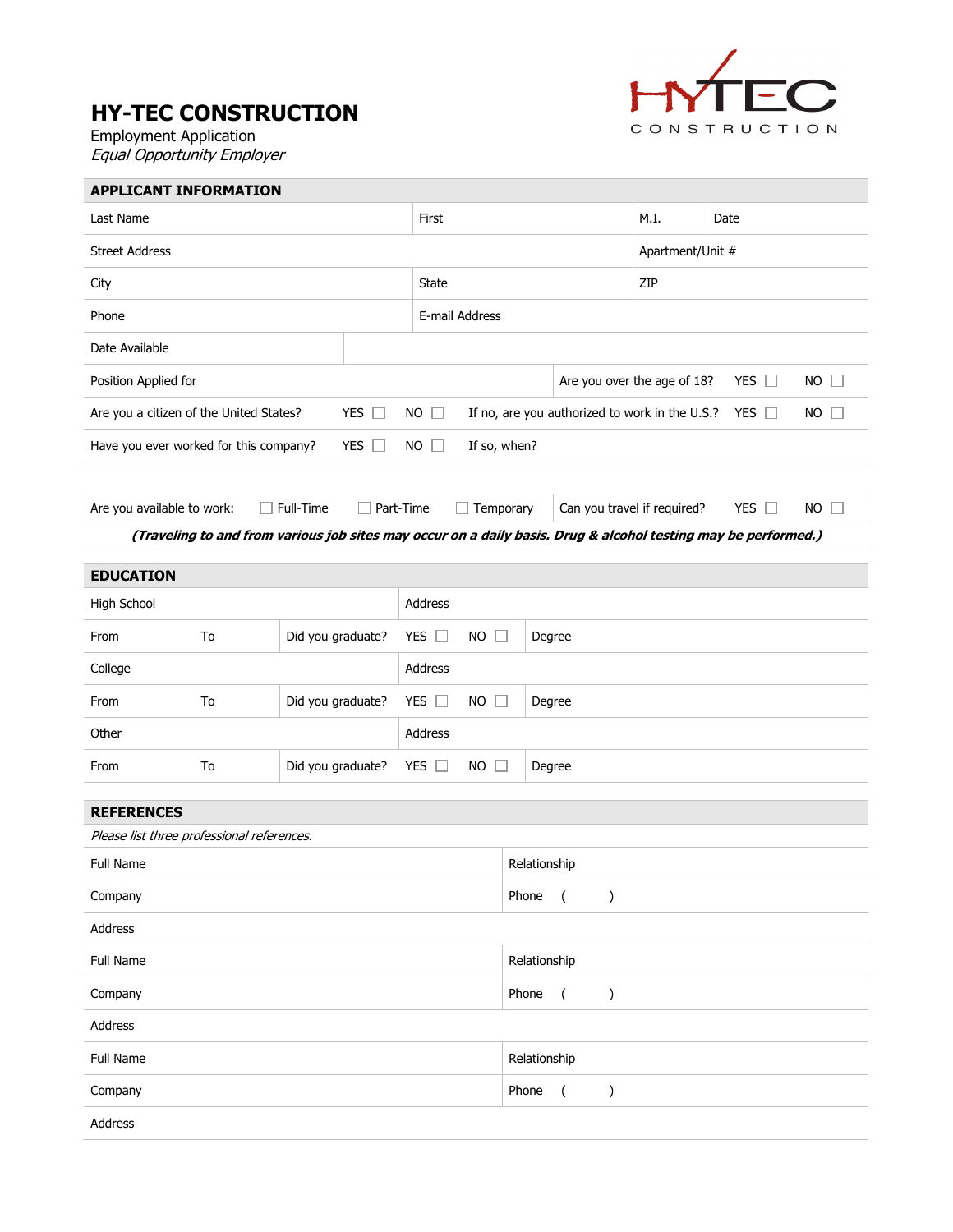# HY-TEC CONSTRUCTION

Employment Application

*Equal Opportunity Employer*

HYTEC CONSTRUCTION

## APPLICANT INFORMATION

| Last Name | First | M.I. | Date |
|---|---|---|---|
| Street Address | | Apartment/Unit # | |
| City | State | ZIP | |
| Phone | E-mail Address | | |
| Date Available | | | |

| Position Applied for | Are you over the age of 18? | YES ☐ | NO ☐ |
|---|---|---|---|

| Are you a citizen of the United States? | YES ☐ | NO ☐ | If no, are you authorized to work in the U.S.? | YES ☐ | NO ☐ |
|---|---|---|---|---|---|
| Have you ever worked for this company? | YES ☐ | NO ☐ | If so, when? | | |

| Are you available to work: | ☐ Full-Time | ☐ Part-Time | ☐ Temporary | Can you travel if required? | YES ☐ | NO ☐ |
|---|---|---|---|---|---|---|

***(Traveling to and from various job sites may occur on a daily basis. Drug & alcohol testing may be performed.)***

## EDUCATION

| High School | | | Address | | |
|---|---|---|---|---|---|
| From | To | Did you graduate? | YES ☐ | NO ☐ | Degree |
| College | | | Address | | |
| From | To | Did you graduate? | YES ☐ | NO ☐ | Degree |
| Other | | | Address | | |
| From | To | Did you graduate? | YES ☐ | NO ☐ | Degree |

## REFERENCES

*Please list three professional references.*

| Full Name | Relationship |
|---|---|
| Company | Phone ( ) |
| Address | |
| Full Name | Relationship |
| Company | Phone ( ) |
| Address | |
| Full Name | Relationship |
| Company | Phone ( ) |
| Address | |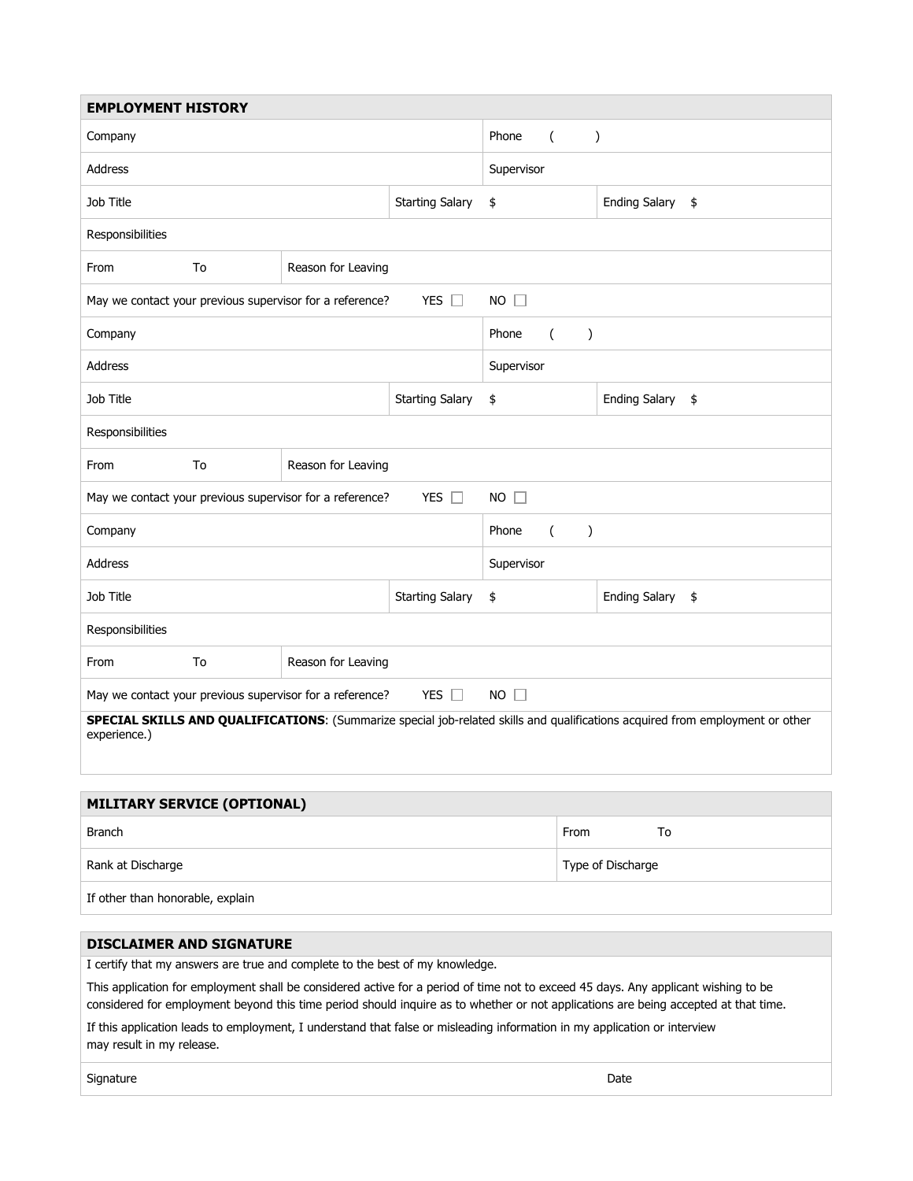## EMPLOYMENT HISTORY

| | | | | |
|---|---|---|---|---|
| Company | | | Phone ( ) | |
| Address | | | Supervisor | |
| Job Title | | Starting Salary | $ | Ending Salary $ |
| Responsibilities | | | | |
| From To | Reason for Leaving | | | |
| May we contact your previous supervisor for a reference? | | YES ☐ | NO ☐ | |
| Company | | | Phone ( ) | |
| Address | | | Supervisor | |
| Job Title | | Starting Salary | $ | Ending Salary $ |
| Responsibilities | | | | |
| From To | Reason for Leaving | | | |
| May we contact your previous supervisor for a reference? | | YES ☐ | NO ☐ | |
| Company | | | Phone ( ) | |
| Address | | | Supervisor | |
| Job Title | | Starting Salary | $ | Ending Salary $ |
| Responsibilities | | | | |
| From To | Reason for Leaving | | | |
| May we contact your previous supervisor for a reference? | | YES ☐ | NO ☐ | |

**SPECIAL SKILLS AND QUALIFICATIONS**: (Summarize special job-related skills and qualifications acquired from employment or other experience.)

## MILITARY SERVICE (OPTIONAL)

| | |
|---|---|
| Branch | From To |
| Rank at Discharge | Type of Discharge |
| If other than honorable, explain | |

## DISCLAIMER AND SIGNATURE

I certify that my answers are true and complete to the best of my knowledge.

This application for employment shall be considered active for a period of time not to exceed 45 days. Any applicant wishing to be considered for employment beyond this time period should inquire as to whether or not applications are being accepted at that time.

If this application leads to employment, I understand that false or misleading information in my application or interview may result in my release.

| | |
|---|---|
| Signature | Date |